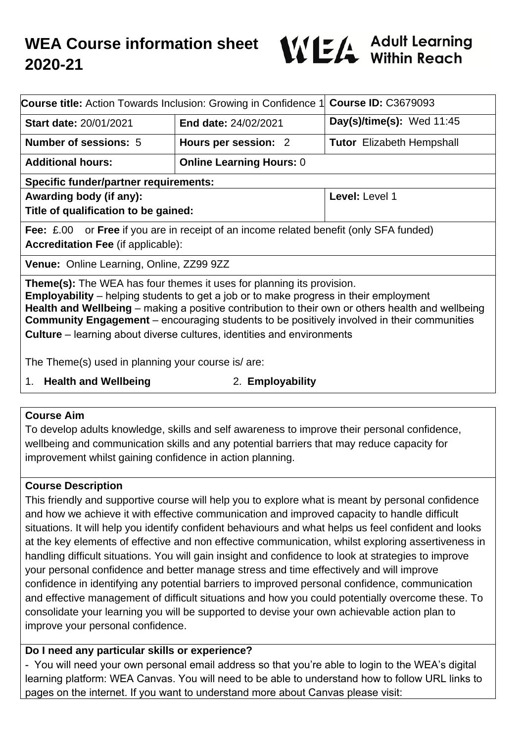# WEA Course information sheet 2020-21

WEA Adult Learning Within Reach

| **Course title:** Action Towards Inclusion: Growing in Confidence 1 | | **Course ID:** C3679093 |
|---|---|---|
| **Start date:** 20/01/2021 | **End date:** 24/02/2021 | **Day(s)/time(s):** Wed 11:45 |
| **Number of sessions:** 5 | **Hours per session:** 2 | **Tutor** Elizabeth Hempshall |
| **Additional hours:** | **Online Learning Hours:** 0 | |
| **Specific funder/partner requirements:** | | |
| **Awarding body (if any):**<br>**Title of qualification to be gained:** | | **Level:** Level 1 |
| **Fee:** £.00 or **Free** if you are in receipt of an income related benefit (only SFA funded)<br>**Accreditation Fee** (if applicable): | | |
| **Venue:** Online Learning, Online, ZZ99 9ZZ | | |

**Theme(s):** The WEA has four themes it uses for planning its provision.
**Employability** – helping students to get a job or to make progress in their employment
**Health and Wellbeing** – making a positive contribution to their own or others health and wellbeing
**Community Engagement** – encouraging students to be positively involved in their communities
**Culture** – learning about diverse cultures, identities and environments

The Theme(s) used in planning your course is/ are:

1. **Health and Wellbeing**
2. **Employability**

## Course Aim

To develop adults knowledge, skills and self awareness to improve their personal confidence, wellbeing and communication skills and any potential barriers that may reduce capacity for improvement whilst gaining confidence in action planning.

## Course Description

This friendly and supportive course will help you to explore what is meant by personal confidence and how we achieve it with effective communication and improved capacity to handle difficult situations. It will help you identify confident behaviours and what helps us feel confident and looks at the key elements of effective and non effective communication, whilst exploring assertiveness in handling difficult situations. You will gain insight and confidence to look at strategies to improve your personal confidence and better manage stress and time effectively and will improve confidence in identifying any potential barriers to improved personal confidence, communication and effective management of difficult situations and how you could potentially overcome these. To consolidate your learning you will be supported to devise your own achievable action plan to improve your personal confidence.

## Do I need any particular skills or experience?

- You will need your own personal email address so that you're able to login to the WEA's digital learning platform: WEA Canvas. You will need to be able to understand how to follow URL links to pages on the internet. If you want to understand more about Canvas please visit: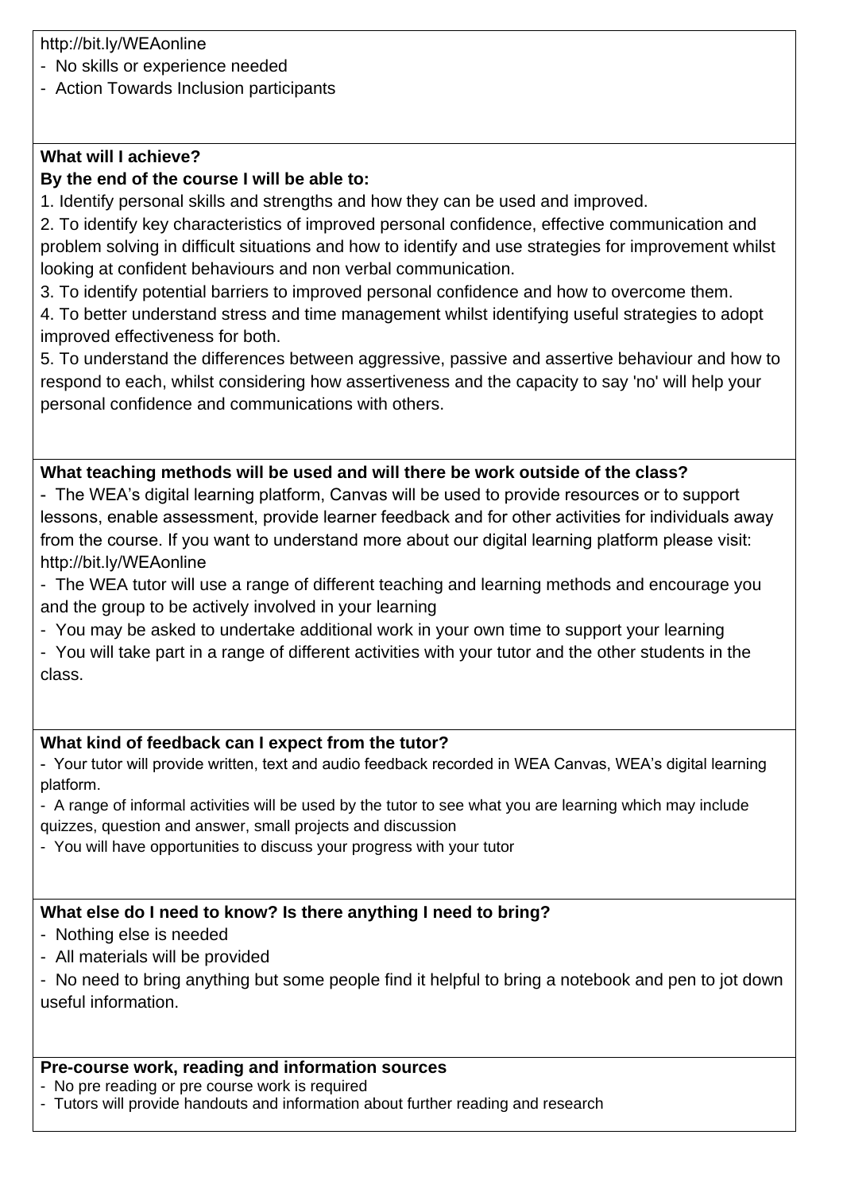http://bit.ly/WEAonline

- No skills or experience needed
- Action Towards Inclusion participants

**What will I achieve?**

**By the end of the course I will be able to:**

1. Identify personal skills and strengths and how they can be used and improved.
2. To identify key characteristics of improved personal confidence, effective communication and problem solving in difficult situations and how to identify and use strategies for improvement whilst looking at confident behaviours and non verbal communication.
3. To identify potential barriers to improved personal confidence and how to overcome them.
4. To better understand stress and time management whilst identifying useful strategies to adopt improved effectiveness for both.
5. To understand the differences between aggressive, passive and assertive behaviour and how to respond to each, whilst considering how assertiveness and the capacity to say 'no' will help your personal confidence and communications with others.

**What teaching methods will be used and will there be work outside of the class?**

- The WEA's digital learning platform, Canvas will be used to provide resources or to support lessons, enable assessment, provide learner feedback and for other activities for individuals away from the course. If you want to understand more about our digital learning platform please visit: http://bit.ly/WEAonline
- The WEA tutor will use a range of different teaching and learning methods and encourage you and the group to be actively involved in your learning
- You may be asked to undertake additional work in your own time to support your learning
- You will take part in a range of different activities with your tutor and the other students in the class.

**What kind of feedback can I expect from the tutor?**

- Your tutor will provide written, text and audio feedback recorded in WEA Canvas, WEA's digital learning platform.
- A range of informal activities will be used by the tutor to see what you are learning which may include quizzes, question and answer, small projects and discussion
- You will have opportunities to discuss your progress with your tutor

**What else do I need to know? Is there anything I need to bring?**

- Nothing else is needed
- All materials will be provided
- No need to bring anything but some people find it helpful to bring a notebook and pen to jot down useful information.

**Pre-course work, reading and information sources**

- No pre reading or pre course work is required
- Tutors will provide handouts and information about further reading and research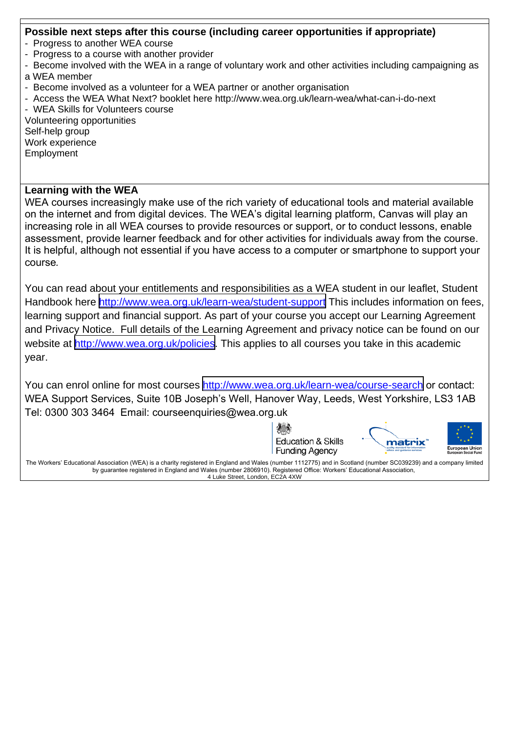**Possible next steps after this course (including career opportunities if appropriate)**

- Progress to another WEA course
- Progress to a course with another provider
- Become involved with the WEA in a range of voluntary work and other activities including campaigning as a WEA member
- Become involved as a volunteer for a WEA partner or another organisation
- Access the WEA What Next? booklet here http://www.wea.org.uk/learn-wea/what-can-i-do-next
- WEA Skills for Volunteers course

Volunteering opportunities
Self-help group
Work experience
Employment

**Learning with the WEA**

WEA courses increasingly make use of the rich variety of educational tools and material available on the internet and from digital devices. The WEA's digital learning platform, Canvas will play an increasing role in all WEA courses to provide resources or support, or to conduct lessons, enable assessment, provide learner feedback and for other activities for individuals away from the course. It is helpful, although not essential if you have access to a computer or smartphone to support your course.

You can read about your entitlements and responsibilities as a WEA student in our leaflet, Student Handbook here http://www.wea.org.uk/learn-wea/student-support This includes information on fees, learning support and financial support. As part of your course you accept our Learning Agreement and Privacy Notice. Full details of the Learning Agreement and privacy notice can be found on our website at http://www.wea.org.uk/policies. This applies to all courses you take in this academic year.

You can enrol online for most courses http://www.wea.org.uk/learn-wea/course-search or contact:
WEA Support Services, Suite 10B Joseph's Well, Hanover Way, Leeds, West Yorkshire, LS3 1AB
Tel: 0300 303 3464 Email: courseenquiries@wea.org.uk

Education & Skills Funding Agency

matrix

European Union European Social Fund

The Workers' Educational Association (WEA) is a charity registered in England and Wales (number 1112775) and in Scotland (number SC039239) and a company limited by guarantee registered in England and Wales (number 2806910). Registered Office: Workers' Educational Association, 4 Luke Street, London, EC2A 4XW